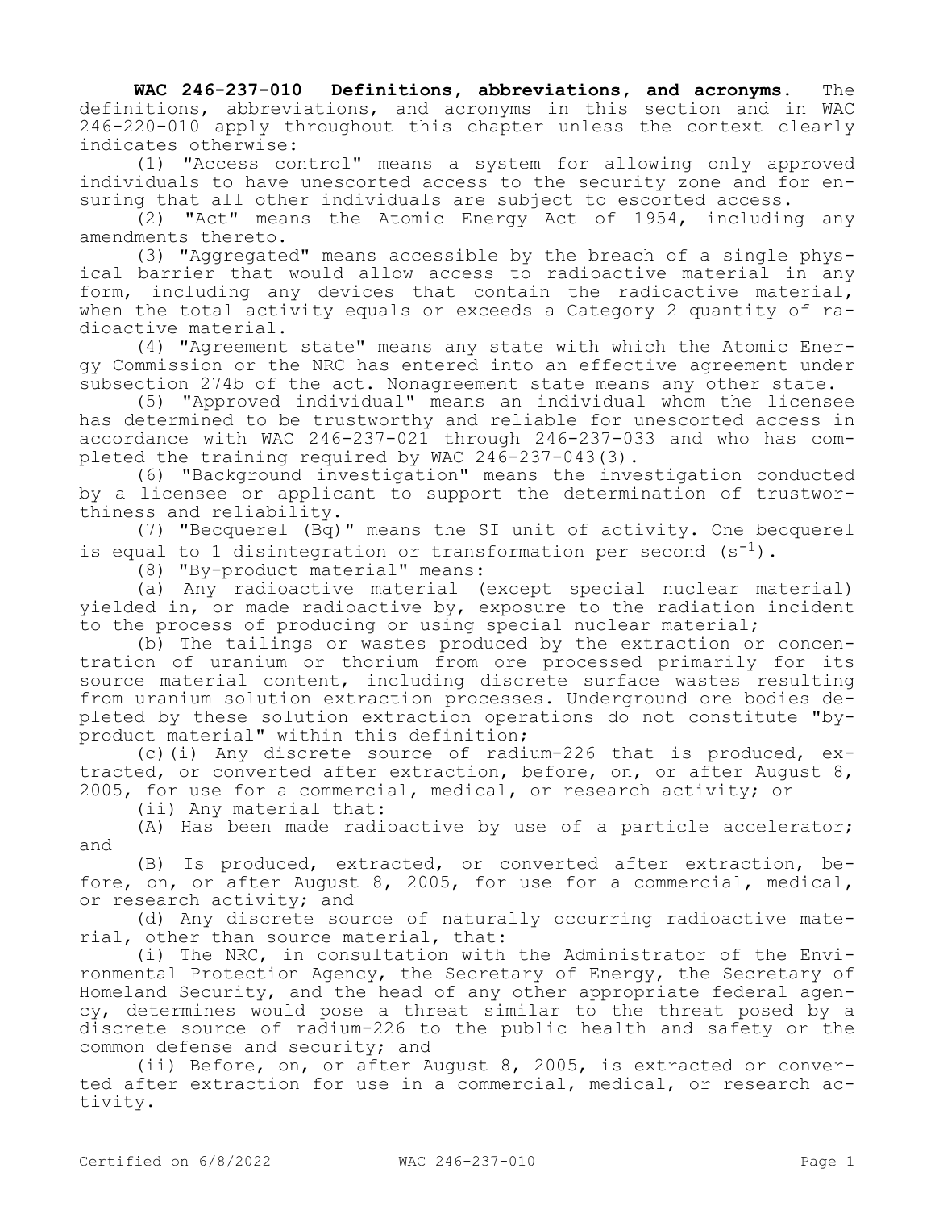**WAC 246-237-010 Definitions, abbreviations, and acronyms.** The definitions, abbreviations, and acronyms in this section and in WAC 246-220-010 apply throughout this chapter unless the context clearly indicates otherwise:

(1) "Access control" means a system for allowing only approved individuals to have unescorted access to the security zone and for ensuring that all other individuals are subject to escorted access.

(2) "Act" means the Atomic Energy Act of 1954, including any amendments thereto.

(3) "Aggregated" means accessible by the breach of a single physical barrier that would allow access to radioactive material in any form, including any devices that contain the radioactive material, when the total activity equals or exceeds a Category 2 quantity of radioactive material.

(4) "Agreement state" means any state with which the Atomic Energy Commission or the NRC has entered into an effective agreement under subsection 274b of the act. Nonagreement state means any other state.

(5) "Approved individual" means an individual whom the licensee has determined to be trustworthy and reliable for unescorted access in accordance with WAC 246-237-021 through 246-237-033 and who has completed the training required by WAC 246-237-043(3).

(6) "Background investigation" means the investigation conducted by a licensee or applicant to support the determination of trustworthiness and reliability.

(7) "Becquerel (Bq)" means the SI unit of activity. One becquerel is equal to 1 disintegration or transformation per second ($s^{-1}$).

(8) "By-product material" means:

(a) Any radioactive material (except special nuclear material) yielded in, or made radioactive by, exposure to the radiation incident to the process of producing or using special nuclear material;

(b) The tailings or wastes produced by the extraction or concentration of uranium or thorium from ore processed primarily for its source material content, including discrete surface wastes resulting from uranium solution extraction processes. Underground ore bodies depleted by these solution extraction operations do not constitute "by-product material" within this definition;

(c)(i) Any discrete source of radium-226 that is produced, extracted, or converted after extraction, before, on, or after August 8, 2005, for use for a commercial, medical, or research activity; or

(ii) Any material that:

(A) Has been made radioactive by use of a particle accelerator; and

(B) Is produced, extracted, or converted after extraction, before, on, or after August 8, 2005, for use for a commercial, medical, or research activity; and

(d) Any discrete source of naturally occurring radioactive material, other than source material, that:

(i) The NRC, in consultation with the Administrator of the Environmental Protection Agency, the Secretary of Energy, the Secretary of Homeland Security, and the head of any other appropriate federal agency, determines would pose a threat similar to the threat posed by a discrete source of radium-226 to the public health and safety or the common defense and security; and

(ii) Before, on, or after August 8, 2005, is extracted or converted after extraction for use in a commercial, medical, or research activity.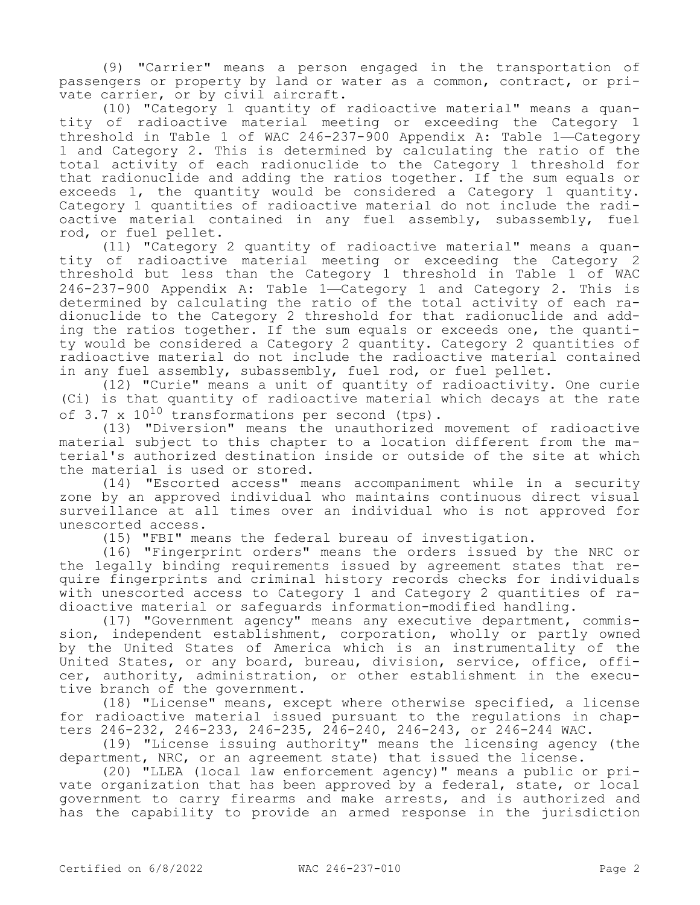(9) "Carrier" means a person engaged in the transportation of passengers or property by land or water as a common, contract, or private carrier, or by civil aircraft.

(10) "Category 1 quantity of radioactive material" means a quantity of radioactive material meeting or exceeding the Category 1 threshold in Table 1 of WAC 246-237-900 Appendix A: Table 1—Category 1 and Category 2. This is determined by calculating the ratio of the total activity of each radionuclide to the Category 1 threshold for that radionuclide and adding the ratios together. If the sum equals or exceeds 1, the quantity would be considered a Category 1 quantity. Category 1 quantities of radioactive material do not include the radioactive material contained in any fuel assembly, subassembly, fuel rod, or fuel pellet.

(11) "Category 2 quantity of radioactive material" means a quantity of radioactive material meeting or exceeding the Category 2 threshold but less than the Category 1 threshold in Table 1 of WAC 246-237-900 Appendix A: Table 1—Category 1 and Category 2. This is determined by calculating the ratio of the total activity of each radionuclide to the Category 2 threshold for that radionuclide and adding the ratios together. If the sum equals or exceeds one, the quantity would be considered a Category 2 quantity. Category 2 quantities of radioactive material do not include the radioactive material contained in any fuel assembly, subassembly, fuel rod, or fuel pellet.

(12) "Curie" means a unit of quantity of radioactivity. One curie (Ci) is that quantity of radioactive material which decays at the rate of $3.7 \times 10^{10}$ transformations per second (tps).

(13) "Diversion" means the unauthorized movement of radioactive material subject to this chapter to a location different from the material's authorized destination inside or outside of the site at which the material is used or stored.

(14) "Escorted access" means accompaniment while in a security zone by an approved individual who maintains continuous direct visual surveillance at all times over an individual who is not approved for unescorted access.

(15) "FBI" means the federal bureau of investigation.

(16) "Fingerprint orders" means the orders issued by the NRC or the legally binding requirements issued by agreement states that require fingerprints and criminal history records checks for individuals with unescorted access to Category 1 and Category 2 quantities of radioactive material or safeguards information-modified handling.

(17) "Government agency" means any executive department, commission, independent establishment, corporation, wholly or partly owned by the United States of America which is an instrumentality of the United States, or any board, bureau, division, service, office, officer, authority, administration, or other establishment in the executive branch of the government.

(18) "License" means, except where otherwise specified, a license for radioactive material issued pursuant to the regulations in chapters 246-232, 246-233, 246-235, 246-240, 246-243, or 246-244 WAC.

(19) "License issuing authority" means the licensing agency (the department, NRC, or an agreement state) that issued the license.

(20) "LLEA (local law enforcement agency)" means a public or private organization that has been approved by a federal, state, or local government to carry firearms and make arrests, and is authorized and has the capability to provide an armed response in the jurisdiction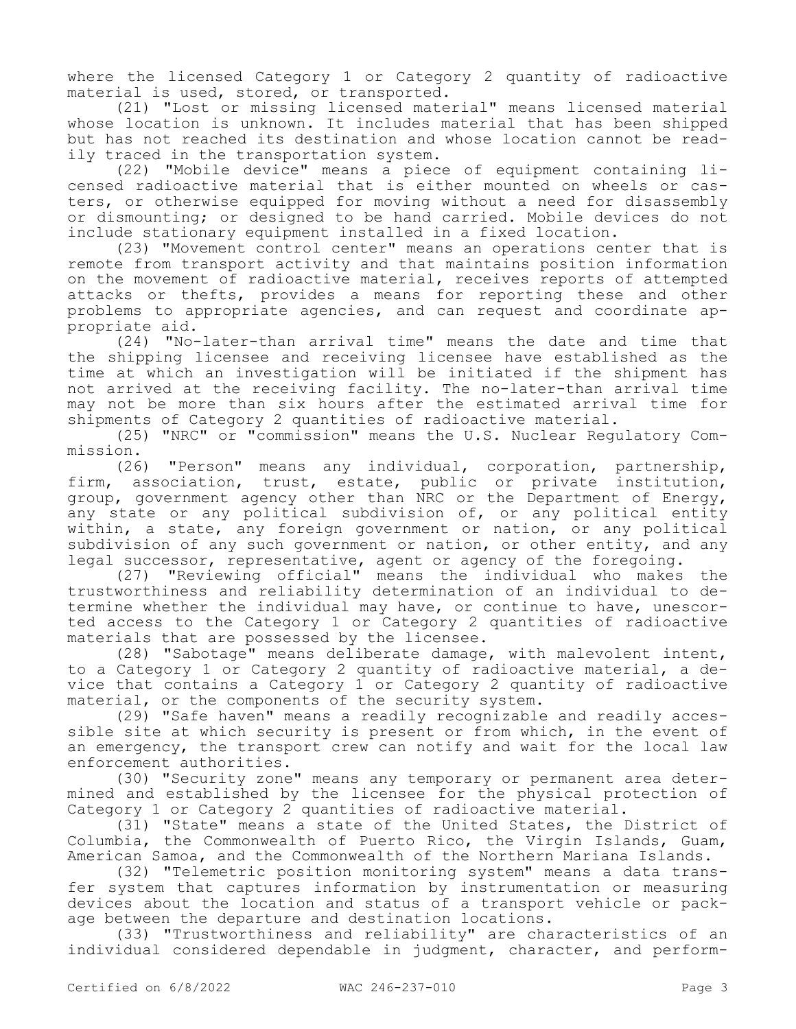where the licensed Category 1 or Category 2 quantity of radioactive material is used, stored, or transported.

(21) "Lost or missing licensed material" means licensed material whose location is unknown. It includes material that has been shipped but has not reached its destination and whose location cannot be readily traced in the transportation system.

(22) "Mobile device" means a piece of equipment containing licensed radioactive material that is either mounted on wheels or casters, or otherwise equipped for moving without a need for disassembly or dismounting; or designed to be hand carried. Mobile devices do not include stationary equipment installed in a fixed location.

(23) "Movement control center" means an operations center that is remote from transport activity and that maintains position information on the movement of radioactive material, receives reports of attempted attacks or thefts, provides a means for reporting these and other problems to appropriate agencies, and can request and coordinate appropriate aid.

(24) "No-later-than arrival time" means the date and time that the shipping licensee and receiving licensee have established as the time at which an investigation will be initiated if the shipment has not arrived at the receiving facility. The no-later-than arrival time may not be more than six hours after the estimated arrival time for shipments of Category 2 quantities of radioactive material.

(25) "NRC" or "commission" means the U.S. Nuclear Regulatory Commission.

(26) "Person" means any individual, corporation, partnership, firm, association, trust, estate, public or private institution, group, government agency other than NRC or the Department of Energy, any state or any political subdivision of, or any political entity within, a state, any foreign government or nation, or any political subdivision of any such government or nation, or other entity, and any legal successor, representative, agent or agency of the foregoing.

(27) "Reviewing official" means the individual who makes the trustworthiness and reliability determination of an individual to determine whether the individual may have, or continue to have, unescorted access to the Category 1 or Category 2 quantities of radioactive materials that are possessed by the licensee.

(28) "Sabotage" means deliberate damage, with malevolent intent, to a Category 1 or Category 2 quantity of radioactive material, a device that contains a Category 1 or Category 2 quantity of radioactive material, or the components of the security system.

(29) "Safe haven" means a readily recognizable and readily accessible site at which security is present or from which, in the event of an emergency, the transport crew can notify and wait for the local law enforcement authorities.

(30) "Security zone" means any temporary or permanent area determined and established by the licensee for the physical protection of Category 1 or Category 2 quantities of radioactive material.

(31) "State" means a state of the United States, the District of Columbia, the Commonwealth of Puerto Rico, the Virgin Islands, Guam, American Samoa, and the Commonwealth of the Northern Mariana Islands.

(32) "Telemetric position monitoring system" means a data transfer system that captures information by instrumentation or measuring devices about the location and status of a transport vehicle or package between the departure and destination locations.

(33) "Trustworthiness and reliability" are characteristics of an individual considered dependable in judgment, character, and perform-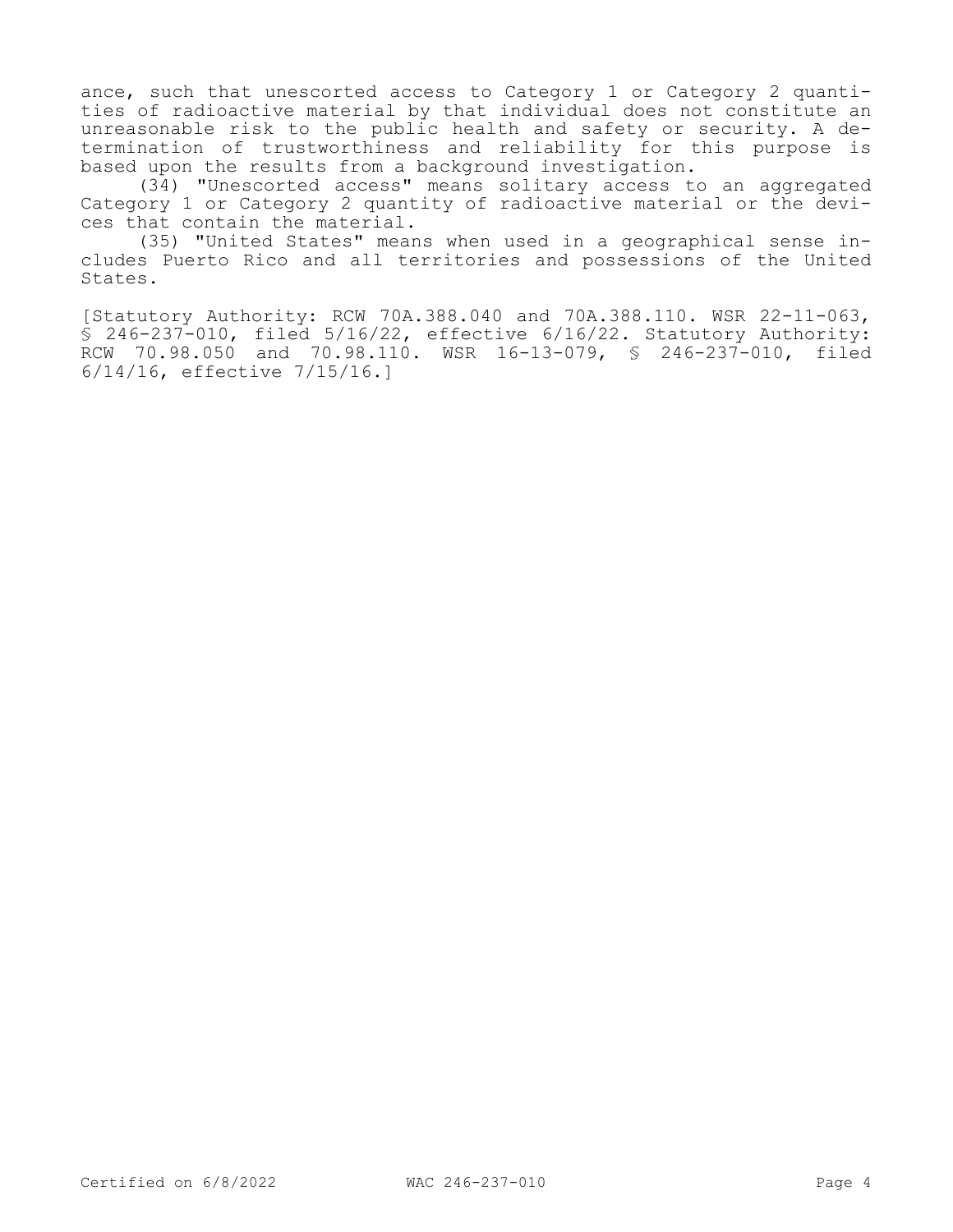ance, such that unescorted access to Category 1 or Category 2 quantities of radioactive material by that individual does not constitute an unreasonable risk to the public health and safety or security. A determination of trustworthiness and reliability for this purpose is based upon the results from a background investigation.

(34) "Unescorted access" means solitary access to an aggregated Category 1 or Category 2 quantity of radioactive material or the devices that contain the material.

(35) "United States" means when used in a geographical sense includes Puerto Rico and all territories and possessions of the United States.

[Statutory Authority: RCW 70A.388.040 and 70A.388.110. WSR 22-11-063, § 246-237-010, filed 5/16/22, effective 6/16/22. Statutory Authority: RCW 70.98.050 and 70.98.110. WSR 16-13-079, § 246-237-010, filed 6/14/16, effective 7/15/16.]